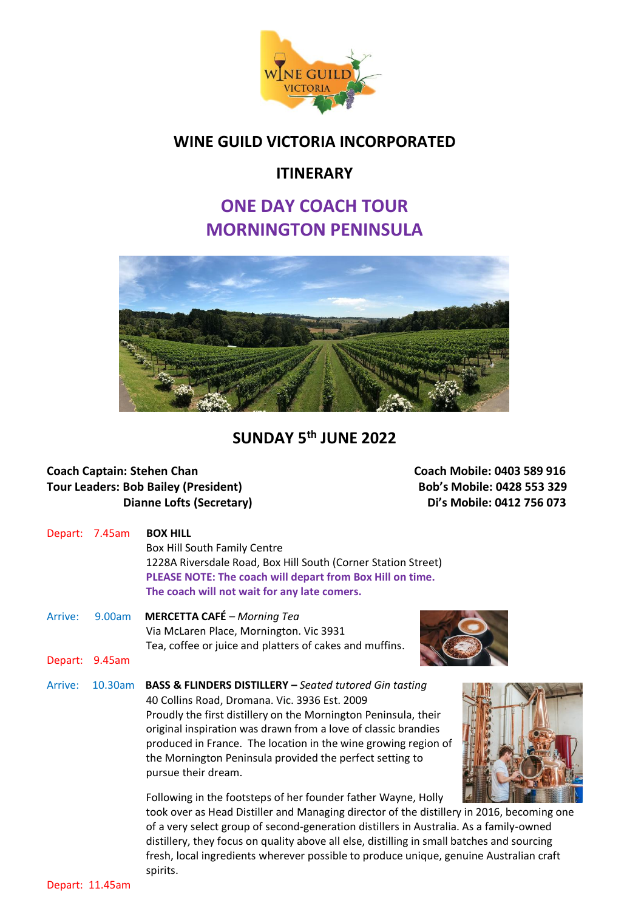# WINE GUILD VICTORIA INCORPORATED

## ITINERARY

## ONE DAY COACH TOUR
## MORNINGTON PENINSULA

## SUNDAY 5th JUNE 2022

**Coach Captain: Stehen Chan** — **Coach Mobile: 0403 589 916**
**Tour Leaders: Bob Bailey (President)** — **Bob's Mobile: 0428 553 329**
**Dianne Lofts (Secretary)** — **Di's Mobile: 0412 756 073**

Depart: 7.45am **BOX HILL**
Box Hill South Family Centre
1228A Riversdale Road, Box Hill South (Corner Station Street)
**PLEASE NOTE: The coach will depart from Box Hill on time.**
**The coach will not wait for any late comers.**

Arrive: 9.00am **MERCETTA CAFÉ** – *Morning Tea*
Via McLaren Place, Mornington. Vic 3931
Tea, coffee or juice and platters of cakes and muffins.

Depart: 9.45am

Arrive: 10.30am **BASS & FLINDERS DISTILLERY –** *Seated tutored Gin tasting*
40 Collins Road, Dromana. Vic. 3936 Est. 2009
Proudly the first distillery on the Mornington Peninsula, their original inspiration was drawn from a love of classic brandies produced in France. The location in the wine growing region of the Mornington Peninsula provided the perfect setting to pursue their dream.

Following in the footsteps of her founder father Wayne, Holly took over as Head Distiller and Managing director of the distillery in 2016, becoming one of a very select group of second-generation distillers in Australia. As a family-owned distillery, they focus on quality above all else, distilling in small batches and sourcing fresh, local ingredients wherever possible to produce unique, genuine Australian craft spirits.

Depart: 11.45am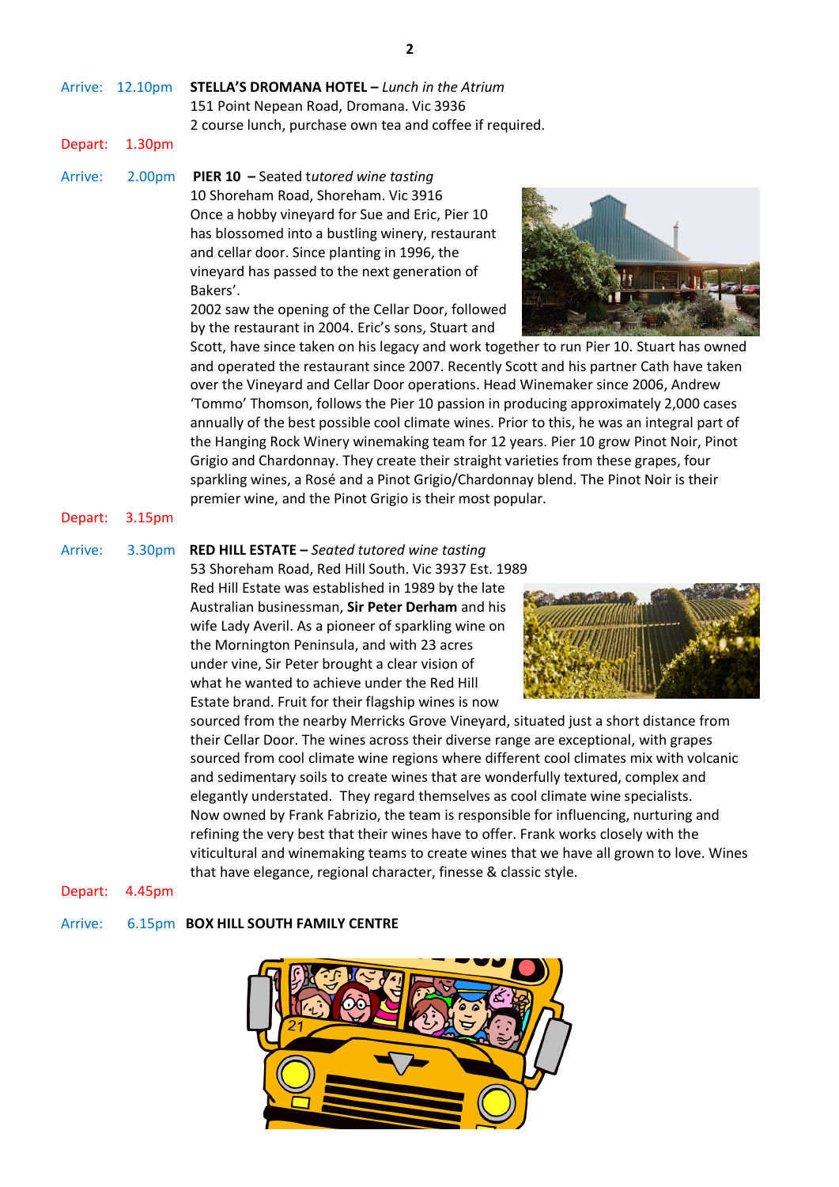Arrive: 12.10pm **STELLA'S DROMANA HOTEL –** *Lunch in the Atrium*
151 Point Nepean Road, Dromana. Vic 3936
2 course lunch, purchase own tea and coffee if required.

Depart: 1.30pm

Arrive: 2.00pm **PIER 10 –** Seated t*utored wine tasting*
10 Shoreham Road, Shoreham. Vic 3916
Once a hobby vineyard for Sue and Eric, Pier 10 has blossomed into a bustling winery, restaurant and cellar door. Since planting in 1996, the vineyard has passed to the next generation of Bakers'.
2002 saw the opening of the Cellar Door, followed by the restaurant in 2004. Eric's sons, Stuart and Scott, have since taken on his legacy and work together to run Pier 10. Stuart has owned and operated the restaurant since 2007. Recently Scott and his partner Cath have taken over the Vineyard and Cellar Door operations. Head Winemaker since 2006, Andrew 'Tommo' Thomson, follows the Pier 10 passion in producing approximately 2,000 cases annually of the best possible cool climate wines. Prior to this, he was an integral part of the Hanging Rock Winery winemaking team for 12 years. Pier 10 grow Pinot Noir, Pinot Grigio and Chardonnay. They create their straight varieties from these grapes, four sparkling wines, a Rosé and a Pinot Grigio/Chardonnay blend. The Pinot Noir is their premier wine, and the Pinot Grigio is their most popular.

Depart: 3.15pm

Arrive: 3.30pm **RED HILL ESTATE –** *Seated tutored wine tasting*
53 Shoreham Road, Red Hill South. Vic 3937 Est. 1989
Red Hill Estate was established in 1989 by the late Australian businessman, **Sir Peter Derham** and his wife Lady Averil. As a pioneer of sparkling wine on the Mornington Peninsula, and with 23 acres under vine, Sir Peter brought a clear vision of what he wanted to achieve under the Red Hill Estate brand. Fruit for their flagship wines is now sourced from the nearby Merricks Grove Vineyard, situated just a short distance from their Cellar Door. The wines across their diverse range are exceptional, with grapes sourced from cool climate wine regions where different cool climates mix with volcanic and sedimentary soils to create wines that are wonderfully textured, complex and elegantly understated. They regard themselves as cool climate wine specialists.
Now owned by Frank Fabrizio, the team is responsible for influencing, nurturing and refining the very best that their wines have to offer. Frank works closely with the viticultural and winemaking teams to create wines that we have all grown to love. Wines that have elegance, regional character, finesse & classic style.

Depart: 4.45pm

Arrive: 6.15pm **BOX HILL SOUTH FAMILY CENTRE**